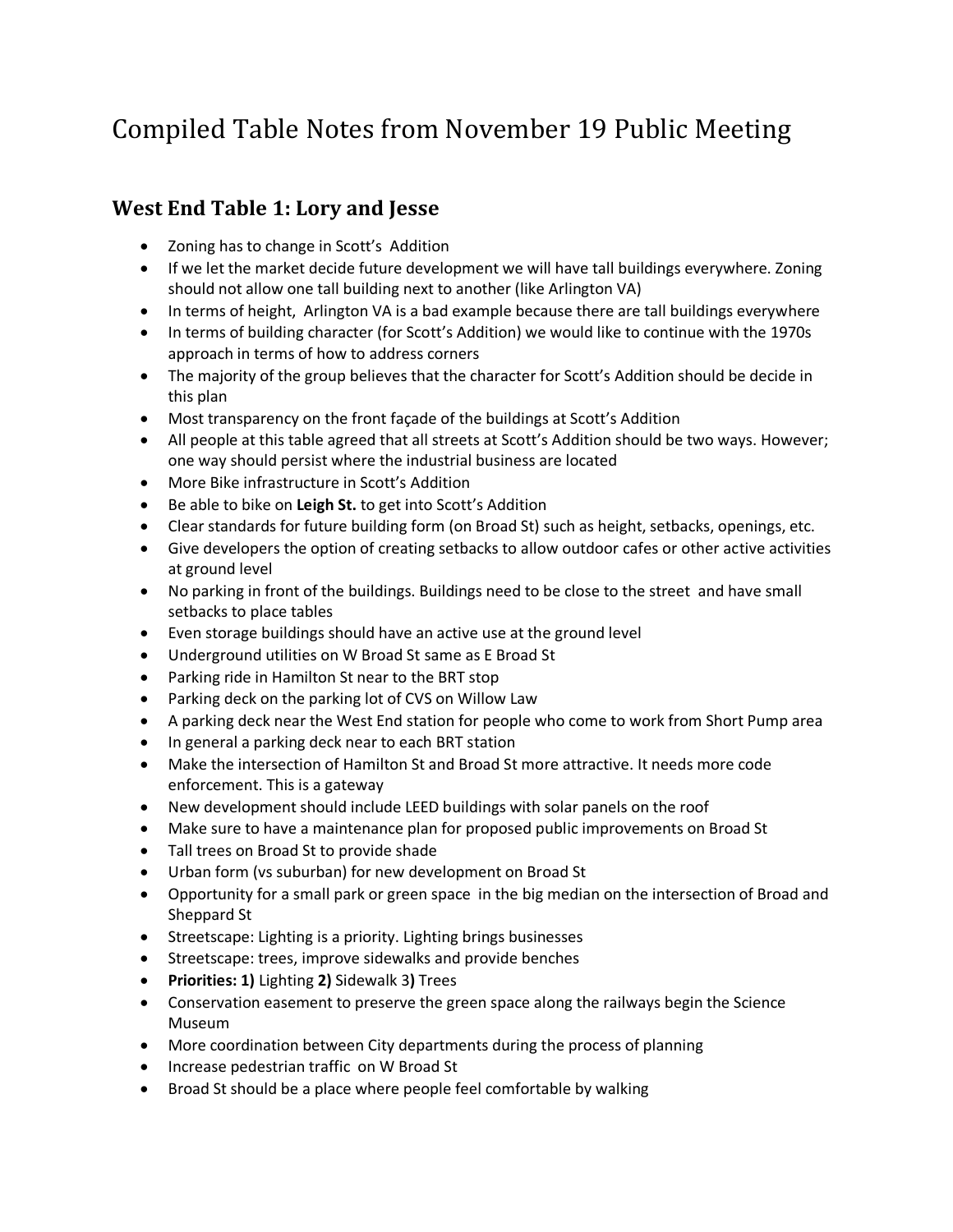# Compiled Table Notes from November 19 Public Meeting

## West End Table 1: Lory and Jesse

- Zoning has to change in Scott's Addition
- If we let the market decide future development we will have tall buildings everywhere. Zoning should not allow one tall building next to another (like Arlington VA)
- In terms of height, Arlington VA is a bad example because there are tall buildings everywhere
- In terms of building character (for Scott's Addition) we would like to continue with the 1970s approach in terms of how to address corners
- The majority of the group believes that the character for Scott's Addition should be decide in this plan
- Most transparency on the front façade of the buildings at Scott's Addition
- All people at this table agreed that all streets at Scott's Addition should be two ways. However; one way should persist where the industrial business are located
- More Bike infrastructure in Scott's Addition
- Be able to bike on **Leigh St.** to get into Scott's Addition
- Clear standards for future building form (on Broad St) such as height, setbacks, openings, etc.
- Give developers the option of creating setbacks to allow outdoor cafes or other active activities at ground level
- No parking in front of the buildings. Buildings need to be close to the street and have small setbacks to place tables
- Even storage buildings should have an active use at the ground level
- Underground utilities on W Broad St same as E Broad St
- Parking ride in Hamilton St near to the BRT stop
- Parking deck on the parking lot of CVS on Willow Law
- A parking deck near the West End station for people who come to work from Short Pump area
- In general a parking deck near to each BRT station
- Make the intersection of Hamilton St and Broad St more attractive. It needs more code enforcement. This is a gateway
- New development should include LEED buildings with solar panels on the roof
- Make sure to have a maintenance plan for proposed public improvements on Broad St
- Tall trees on Broad St to provide shade
- Urban form (vs suburban) for new development on Broad St
- Opportunity for a small park or green space in the big median on the intersection of Broad and Sheppard St
- Streetscape: Lighting is a priority. Lighting brings businesses
- Streetscape: trees, improve sidewalks and provide benches
- **Priorities: 1)** Lighting **2)** Sidewalk 3**)** Trees
- Conservation easement to preserve the green space along the railways begin the Science Museum
- More coordination between City departments during the process of planning
- Increase pedestrian traffic on W Broad St
- Broad St should be a place where people feel comfortable by walking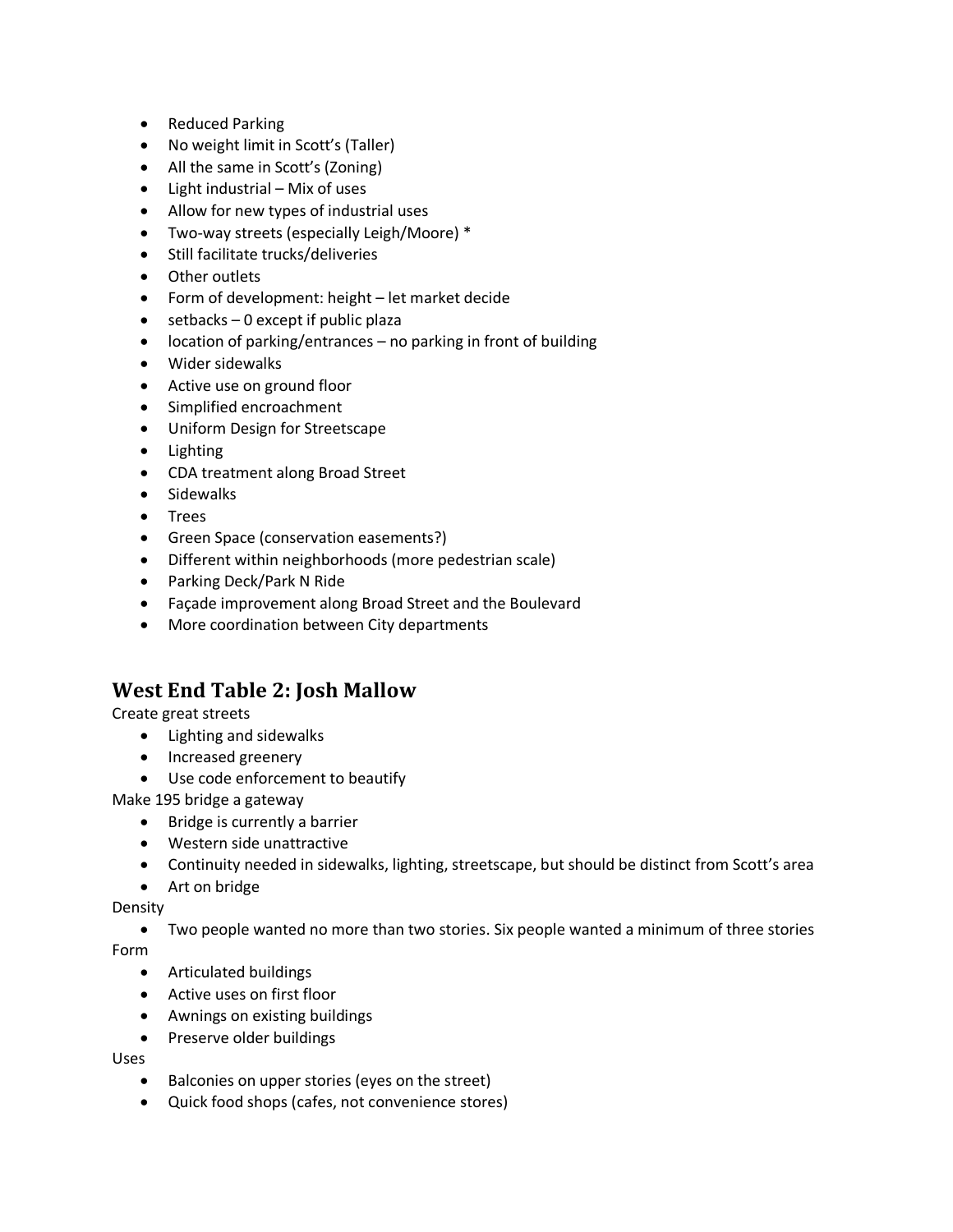- Reduced Parking
- No weight limit in Scott's (Taller)
- All the same in Scott's (Zoning)
- Light industrial – Mix of uses
- Allow for new types of industrial uses
- Two-way streets (especially Leigh/Moore) *
- Still facilitate trucks/deliveries
- Other outlets
- Form of development: height – let market decide
- setbacks – 0 except if public plaza
- location of parking/entrances – no parking in front of building
- Wider sidewalks
- Active use on ground floor
- Simplified encroachment
- Uniform Design for Streetscape
- Lighting
- CDA treatment along Broad Street
- Sidewalks
- Trees
- Green Space (conservation easements?)
- Different within neighborhoods (more pedestrian scale)
- Parking Deck/Park N Ride
- Façade improvement along Broad Street and the Boulevard
- More coordination between City departments

## West End Table 2: Josh Mallow

Create great streets

- Lighting and sidewalks
- Increased greenery
- Use code enforcement to beautify

Make 195 bridge a gateway

- Bridge is currently a barrier
- Western side unattractive
- Continuity needed in sidewalks, lighting, streetscape, but should be distinct from Scott's area
- Art on bridge

Density

- Two people wanted no more than two stories. Six people wanted a minimum of three stories

Form

- Articulated buildings
- Active uses on first floor
- Awnings on existing buildings
- Preserve older buildings

Uses

- Balconies on upper stories (eyes on the street)
- Quick food shops (cafes, not convenience stores)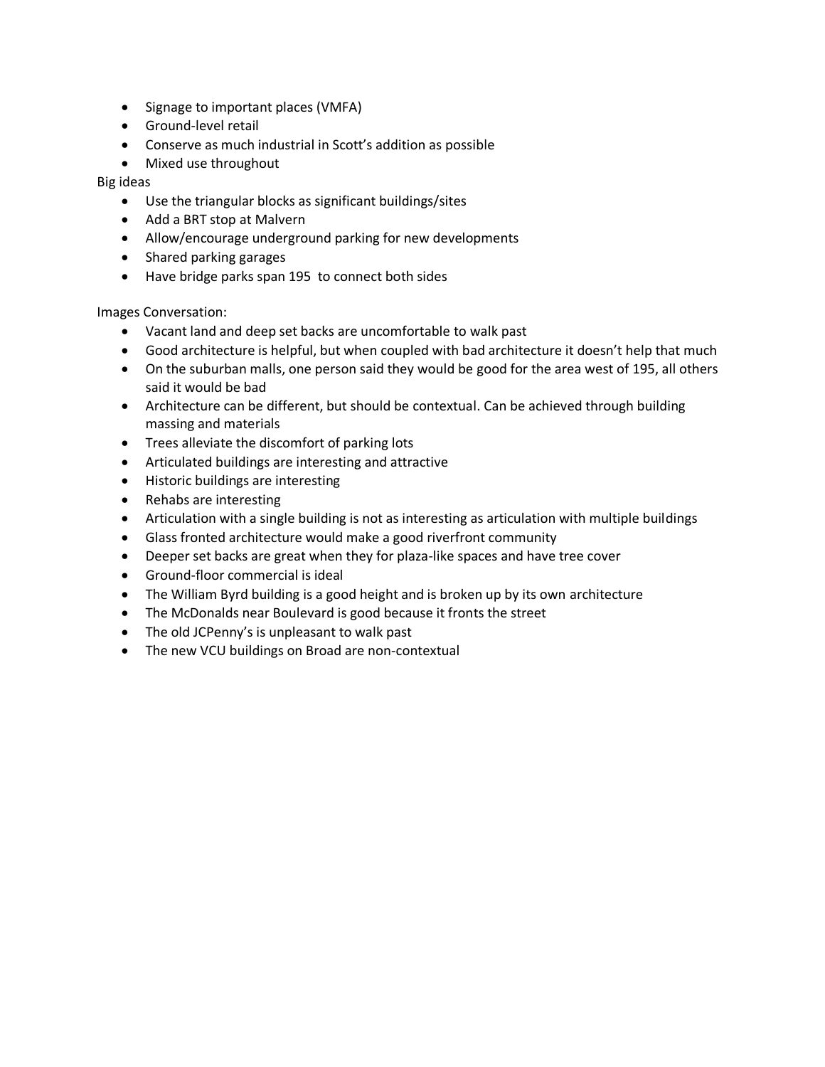- Signage to important places (VMFA)
- Ground-level retail
- Conserve as much industrial in Scott's addition as possible
- Mixed use throughout

Big ideas

- Use the triangular blocks as significant buildings/sites
- Add a BRT stop at Malvern
- Allow/encourage underground parking for new developments
- Shared parking garages
- Have bridge parks span 195 to connect both sides

Images Conversation:

- Vacant land and deep set backs are uncomfortable to walk past
- Good architecture is helpful, but when coupled with bad architecture it doesn't help that much
- On the suburban malls, one person said they would be good for the area west of 195, all others said it would be bad
- Architecture can be different, but should be contextual. Can be achieved through building massing and materials
- Trees alleviate the discomfort of parking lots
- Articulated buildings are interesting and attractive
- Historic buildings are interesting
- Rehabs are interesting
- Articulation with a single building is not as interesting as articulation with multiple buildings
- Glass fronted architecture would make a good riverfront community
- Deeper set backs are great when they for plaza-like spaces and have tree cover
- Ground-floor commercial is ideal
- The William Byrd building is a good height and is broken up by its own architecture
- The McDonalds near Boulevard is good because it fronts the street
- The old JCPenny's is unpleasant to walk past
- The new VCU buildings on Broad are non-contextual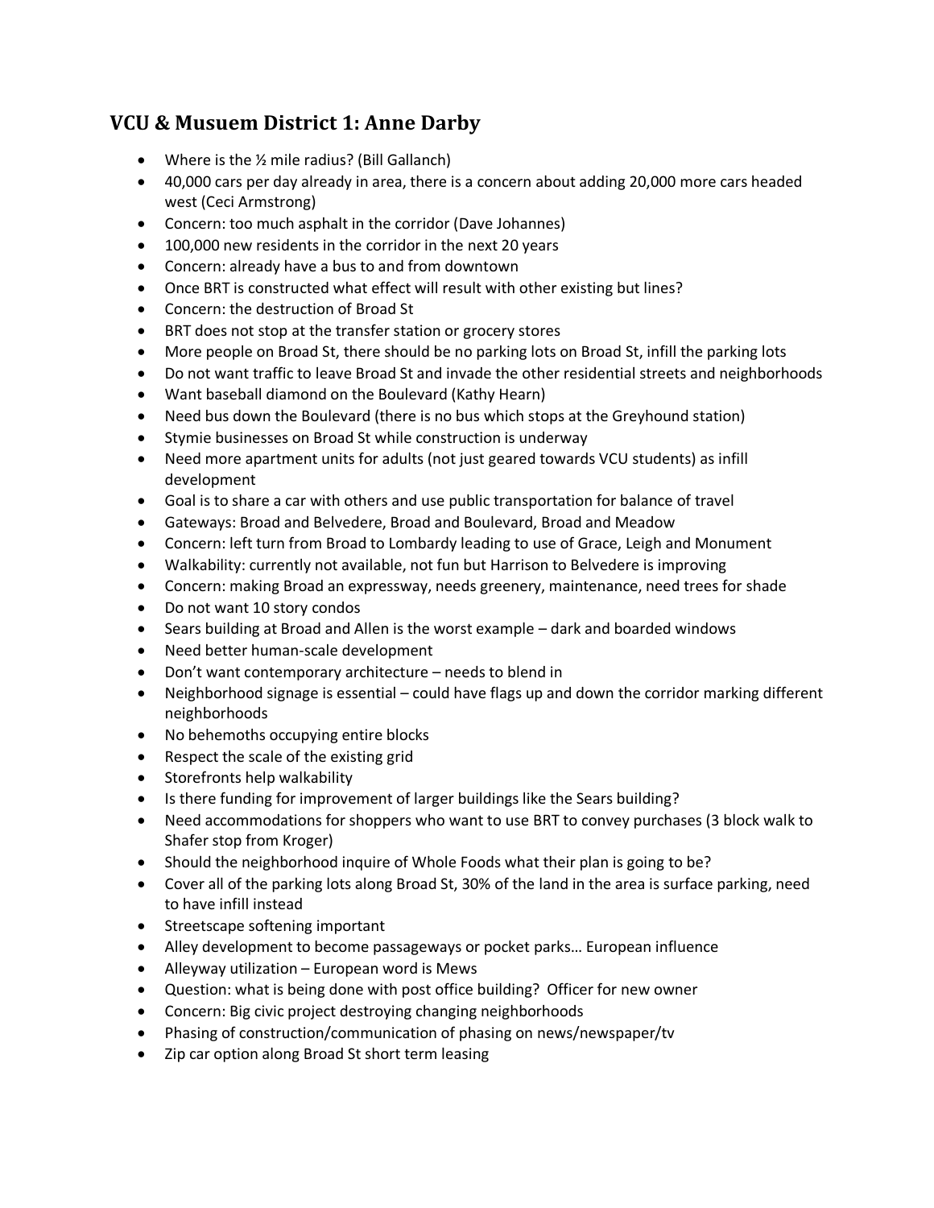## VCU & Musuem District 1: Anne Darby

- Where is the ½ mile radius? (Bill Gallanch)
- 40,000 cars per day already in area, there is a concern about adding 20,000 more cars headed west (Ceci Armstrong)
- Concern: too much asphalt in the corridor (Dave Johannes)
- 100,000 new residents in the corridor in the next 20 years
- Concern: already have a bus to and from downtown
- Once BRT is constructed what effect will result with other existing but lines?
- Concern: the destruction of Broad St
- BRT does not stop at the transfer station or grocery stores
- More people on Broad St, there should be no parking lots on Broad St, infill the parking lots
- Do not want traffic to leave Broad St and invade the other residential streets and neighborhoods
- Want baseball diamond on the Boulevard (Kathy Hearn)
- Need bus down the Boulevard (there is no bus which stops at the Greyhound station)
- Stymie businesses on Broad St while construction is underway
- Need more apartment units for adults (not just geared towards VCU students) as infill development
- Goal is to share a car with others and use public transportation for balance of travel
- Gateways: Broad and Belvedere, Broad and Boulevard, Broad and Meadow
- Concern: left turn from Broad to Lombardy leading to use of Grace, Leigh and Monument
- Walkability: currently not available, not fun but Harrison to Belvedere is improving
- Concern: making Broad an expressway, needs greenery, maintenance, need trees for shade
- Do not want 10 story condos
- Sears building at Broad and Allen is the worst example – dark and boarded windows
- Need better human-scale development
- Don't want contemporary architecture – needs to blend in
- Neighborhood signage is essential – could have flags up and down the corridor marking different neighborhoods
- No behemoths occupying entire blocks
- Respect the scale of the existing grid
- Storefronts help walkability
- Is there funding for improvement of larger buildings like the Sears building?
- Need accommodations for shoppers who want to use BRT to convey purchases (3 block walk to Shafer stop from Kroger)
- Should the neighborhood inquire of Whole Foods what their plan is going to be?
- Cover all of the parking lots along Broad St, 30% of the land in the area is surface parking, need to have infill instead
- Streetscape softening important
- Alley development to become passageways or pocket parks… European influence
- Alleyway utilization – European word is Mews
- Question: what is being done with post office building? Officer for new owner
- Concern: Big civic project destroying changing neighborhoods
- Phasing of construction/communication of phasing on news/newspaper/tv
- Zip car option along Broad St short term leasing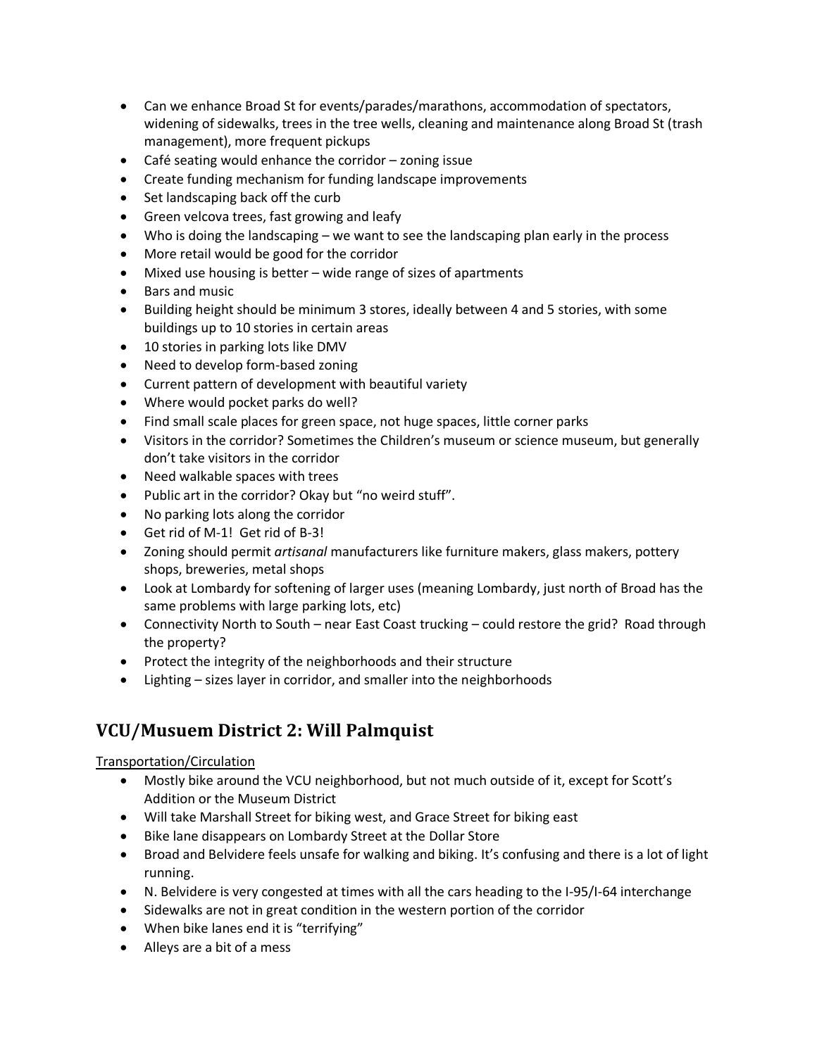- Can we enhance Broad St for events/parades/marathons, accommodation of spectators, widening of sidewalks, trees in the tree wells, cleaning and maintenance along Broad St (trash management), more frequent pickups
- Café seating would enhance the corridor – zoning issue
- Create funding mechanism for funding landscape improvements
- Set landscaping back off the curb
- Green velcova trees, fast growing and leafy
- Who is doing the landscaping – we want to see the landscaping plan early in the process
- More retail would be good for the corridor
- Mixed use housing is better – wide range of sizes of apartments
- Bars and music
- Building height should be minimum 3 stores, ideally between 4 and 5 stories, with some buildings up to 10 stories in certain areas
- 10 stories in parking lots like DMV
- Need to develop form-based zoning
- Current pattern of development with beautiful variety
- Where would pocket parks do well?
- Find small scale places for green space, not huge spaces, little corner parks
- Visitors in the corridor? Sometimes the Children's museum or science museum, but generally don't take visitors in the corridor
- Need walkable spaces with trees
- Public art in the corridor? Okay but "no weird stuff".
- No parking lots along the corridor
- Get rid of M-1! Get rid of B-3!
- Zoning should permit *artisanal* manufacturers like furniture makers, glass makers, pottery shops, breweries, metal shops
- Look at Lombardy for softening of larger uses (meaning Lombardy, just north of Broad has the same problems with large parking lots, etc)
- Connectivity North to South – near East Coast trucking – could restore the grid? Road through the property?
- Protect the integrity of the neighborhoods and their structure
- Lighting – sizes layer in corridor, and smaller into the neighborhoods

## VCU/Musuem District 2: Will Palmquist

Transportation/Circulation

- Mostly bike around the VCU neighborhood, but not much outside of it, except for Scott's Addition or the Museum District
- Will take Marshall Street for biking west, and Grace Street for biking east
- Bike lane disappears on Lombardy Street at the Dollar Store
- Broad and Belvidere feels unsafe for walking and biking. It's confusing and there is a lot of light running.
- N. Belvidere is very congested at times with all the cars heading to the I-95/I-64 interchange
- Sidewalks are not in great condition in the western portion of the corridor
- When bike lanes end it is "terrifying"
- Alleys are a bit of a mess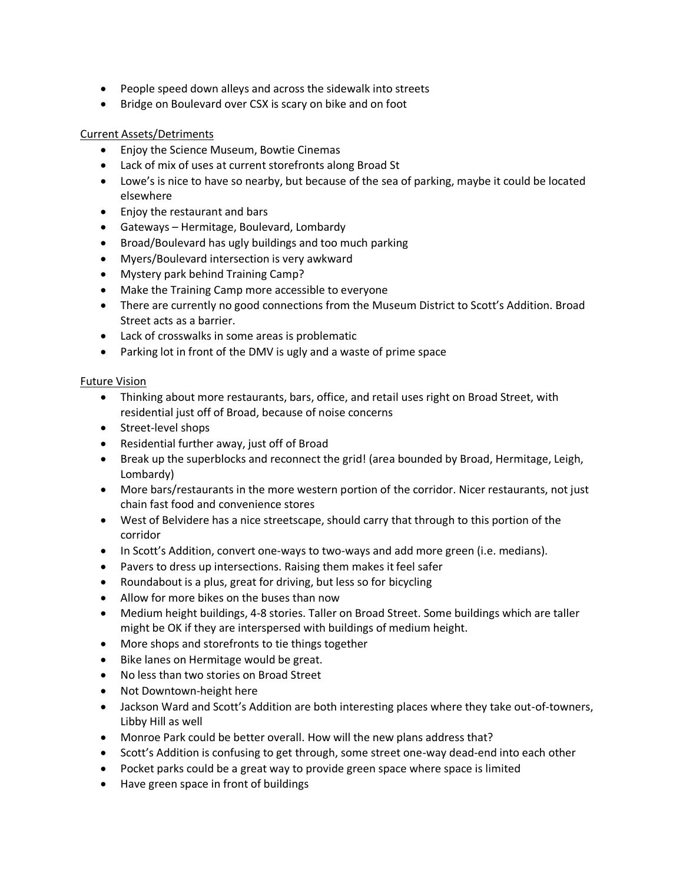- People speed down alleys and across the sidewalk into streets
- Bridge on Boulevard over CSX is scary on bike and on foot

Current Assets/Detriments

- Enjoy the Science Museum, Bowtie Cinemas
- Lack of mix of uses at current storefronts along Broad St
- Lowe's is nice to have so nearby, but because of the sea of parking, maybe it could be located elsewhere
- Enjoy the restaurant and bars
- Gateways – Hermitage, Boulevard, Lombardy
- Broad/Boulevard has ugly buildings and too much parking
- Myers/Boulevard intersection is very awkward
- Mystery park behind Training Camp?
- Make the Training Camp more accessible to everyone
- There are currently no good connections from the Museum District to Scott's Addition. Broad Street acts as a barrier.
- Lack of crosswalks in some areas is problematic
- Parking lot in front of the DMV is ugly and a waste of prime space

Future Vision

- Thinking about more restaurants, bars, office, and retail uses right on Broad Street, with residential just off of Broad, because of noise concerns
- Street-level shops
- Residential further away, just off of Broad
- Break up the superblocks and reconnect the grid! (area bounded by Broad, Hermitage, Leigh, Lombardy)
- More bars/restaurants in the more western portion of the corridor. Nicer restaurants, not just chain fast food and convenience stores
- West of Belvidere has a nice streetscape, should carry that through to this portion of the corridor
- In Scott's Addition, convert one-ways to two-ways and add more green (i.e. medians).
- Pavers to dress up intersections. Raising them makes it feel safer
- Roundabout is a plus, great for driving, but less so for bicycling
- Allow for more bikes on the buses than now
- Medium height buildings, 4-8 stories. Taller on Broad Street. Some buildings which are taller might be OK if they are interspersed with buildings of medium height.
- More shops and storefronts to tie things together
- Bike lanes on Hermitage would be great.
- No less than two stories on Broad Street
- Not Downtown-height here
- Jackson Ward and Scott's Addition are both interesting places where they take out-of-towners, Libby Hill as well
- Monroe Park could be better overall. How will the new plans address that?
- Scott's Addition is confusing to get through, some street one-way dead-end into each other
- Pocket parks could be a great way to provide green space where space is limited
- Have green space in front of buildings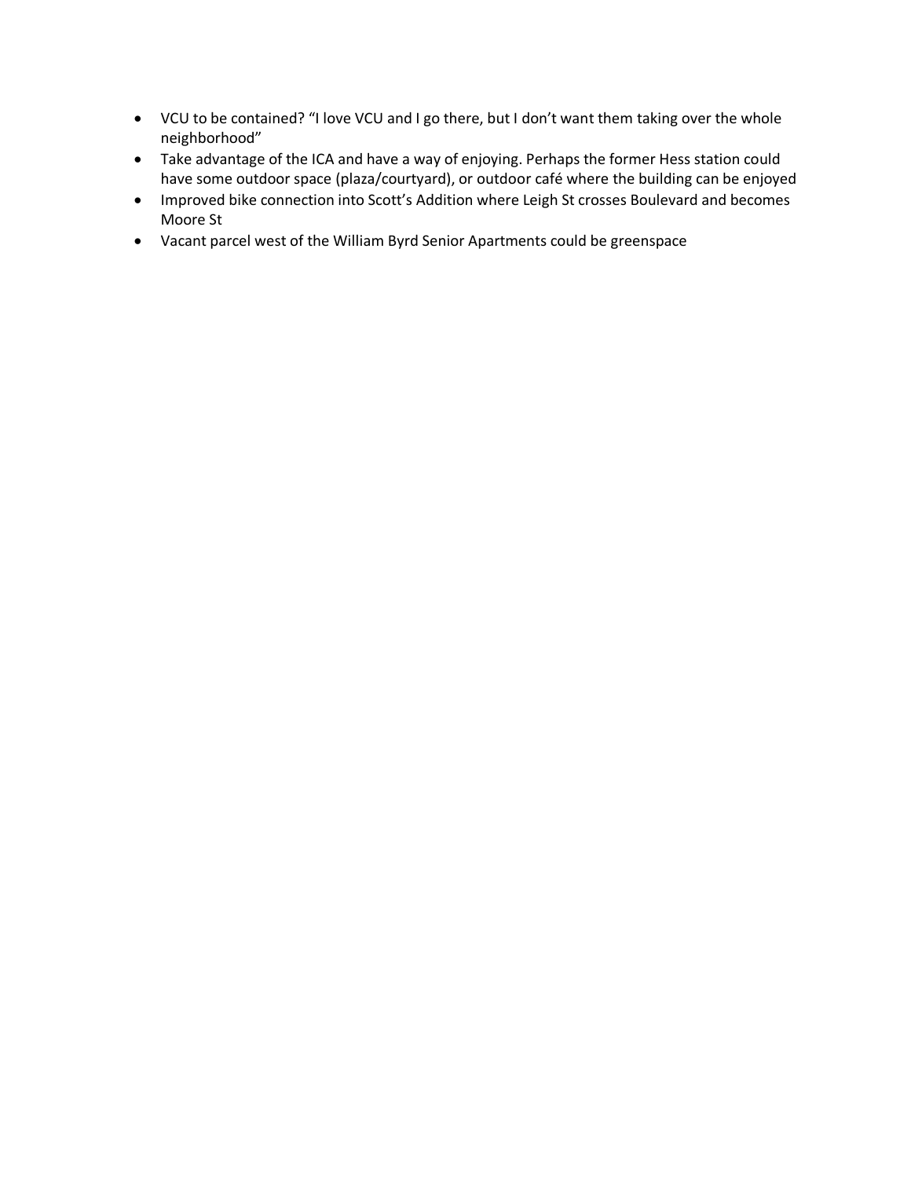- VCU to be contained? "I love VCU and I go there, but I don't want them taking over the whole neighborhood"
- Take advantage of the ICA and have a way of enjoying. Perhaps the former Hess station could have some outdoor space (plaza/courtyard), or outdoor café where the building can be enjoyed
- Improved bike connection into Scott's Addition where Leigh St crosses Boulevard and becomes Moore St
- Vacant parcel west of the William Byrd Senior Apartments could be greenspace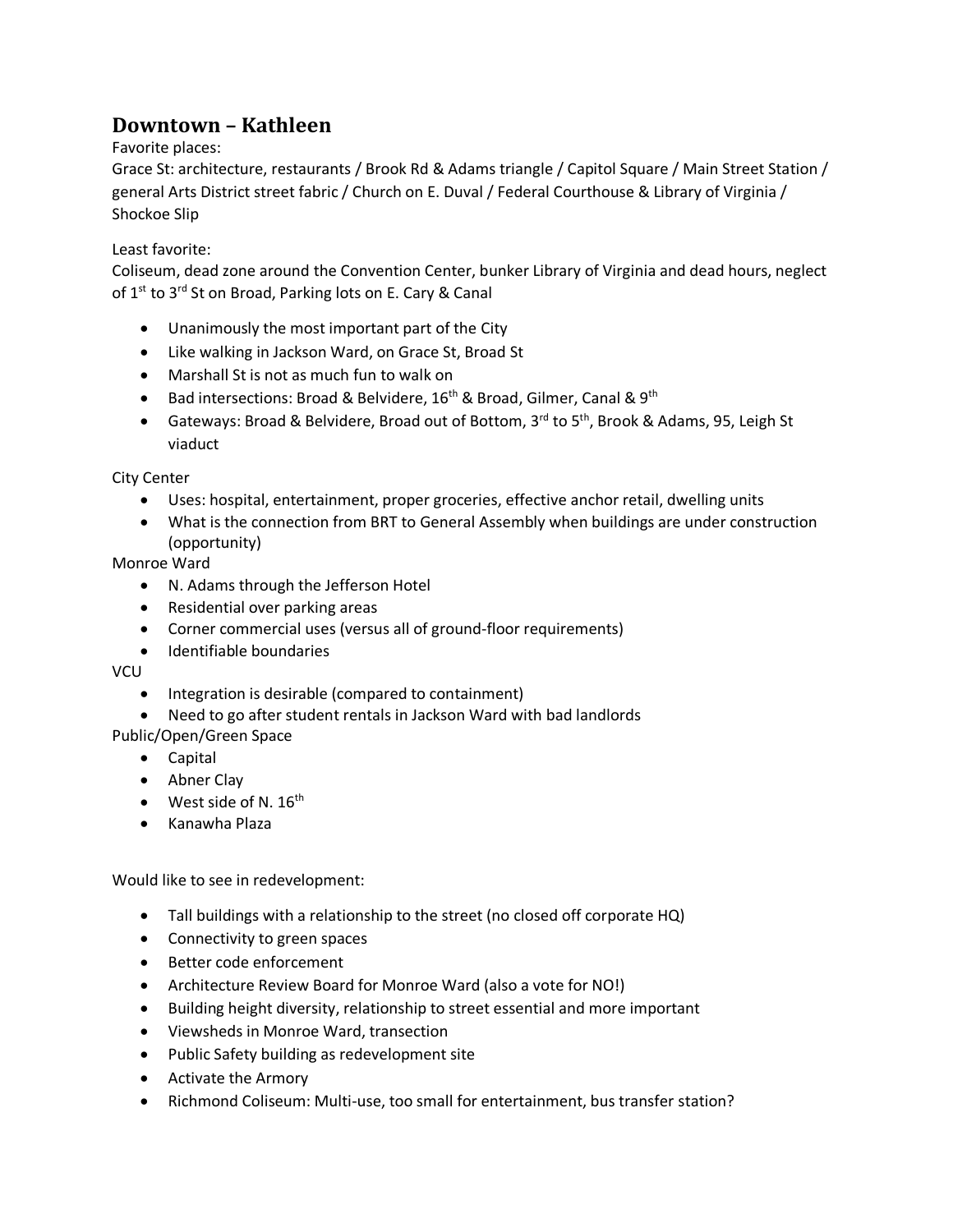## Downtown – Kathleen

Favorite places:
Grace St: architecture, restaurants / Brook Rd & Adams triangle / Capitol Square / Main Street Station / general Arts District street fabric / Church on E. Duval / Federal Courthouse & Library of Virginia / Shockoe Slip

Least favorite:
Coliseum, dead zone around the Convention Center, bunker Library of Virginia and dead hours, neglect of 1st to 3rd St on Broad, Parking lots on E. Cary & Canal

- Unanimously the most important part of the City
- Like walking in Jackson Ward, on Grace St, Broad St
- Marshall St is not as much fun to walk on
- Bad intersections: Broad & Belvidere, 16th & Broad, Gilmer, Canal & 9th
- Gateways: Broad & Belvidere, Broad out of Bottom, 3rd to 5th, Brook & Adams, 95, Leigh St viaduct

City Center

- Uses: hospital, entertainment, proper groceries, effective anchor retail, dwelling units
- What is the connection from BRT to General Assembly when buildings are under construction (opportunity)

Monroe Ward

- N. Adams through the Jefferson Hotel
- Residential over parking areas
- Corner commercial uses (versus all of ground-floor requirements)
- Identifiable boundaries

VCU

- Integration is desirable (compared to containment)
- Need to go after student rentals in Jackson Ward with bad landlords

Public/Open/Green Space

- Capital
- Abner Clay
- West side of N. 16th
- Kanawha Plaza

Would like to see in redevelopment:

- Tall buildings with a relationship to the street (no closed off corporate HQ)
- Connectivity to green spaces
- Better code enforcement
- Architecture Review Board for Monroe Ward (also a vote for NO!)
- Building height diversity, relationship to street essential and more important
- Viewsheds in Monroe Ward, transection
- Public Safety building as redevelopment site
- Activate the Armory
- Richmond Coliseum: Multi-use, too small for entertainment, bus transfer station?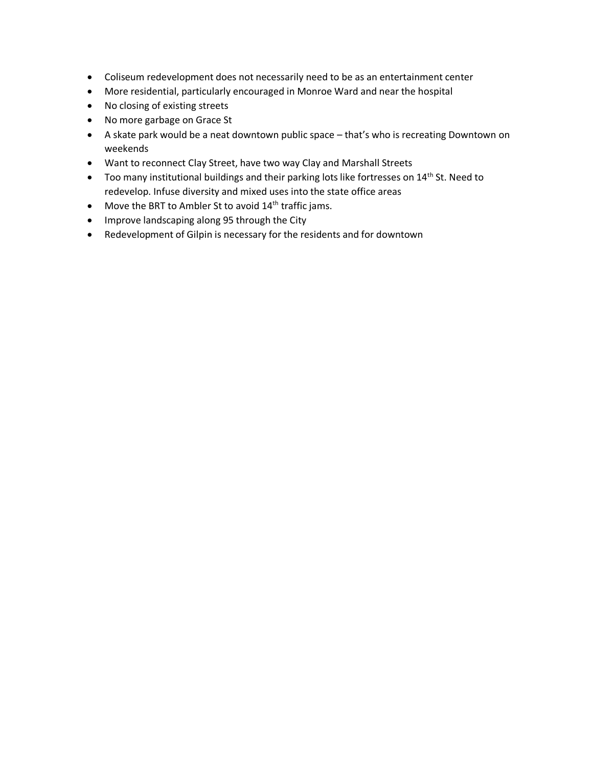- Coliseum redevelopment does not necessarily need to be as an entertainment center
- More residential, particularly encouraged in Monroe Ward and near the hospital
- No closing of existing streets
- No more garbage on Grace St
- A skate park would be a neat downtown public space – that's who is recreating Downtown on weekends
- Want to reconnect Clay Street, have two way Clay and Marshall Streets
- Too many institutional buildings and their parking lots like fortresses on 14th St. Need to redevelop. Infuse diversity and mixed uses into the state office areas
- Move the BRT to Ambler St to avoid 14th traffic jams.
- Improve landscaping along 95 through the City
- Redevelopment of Gilpin is necessary for the residents and for downtown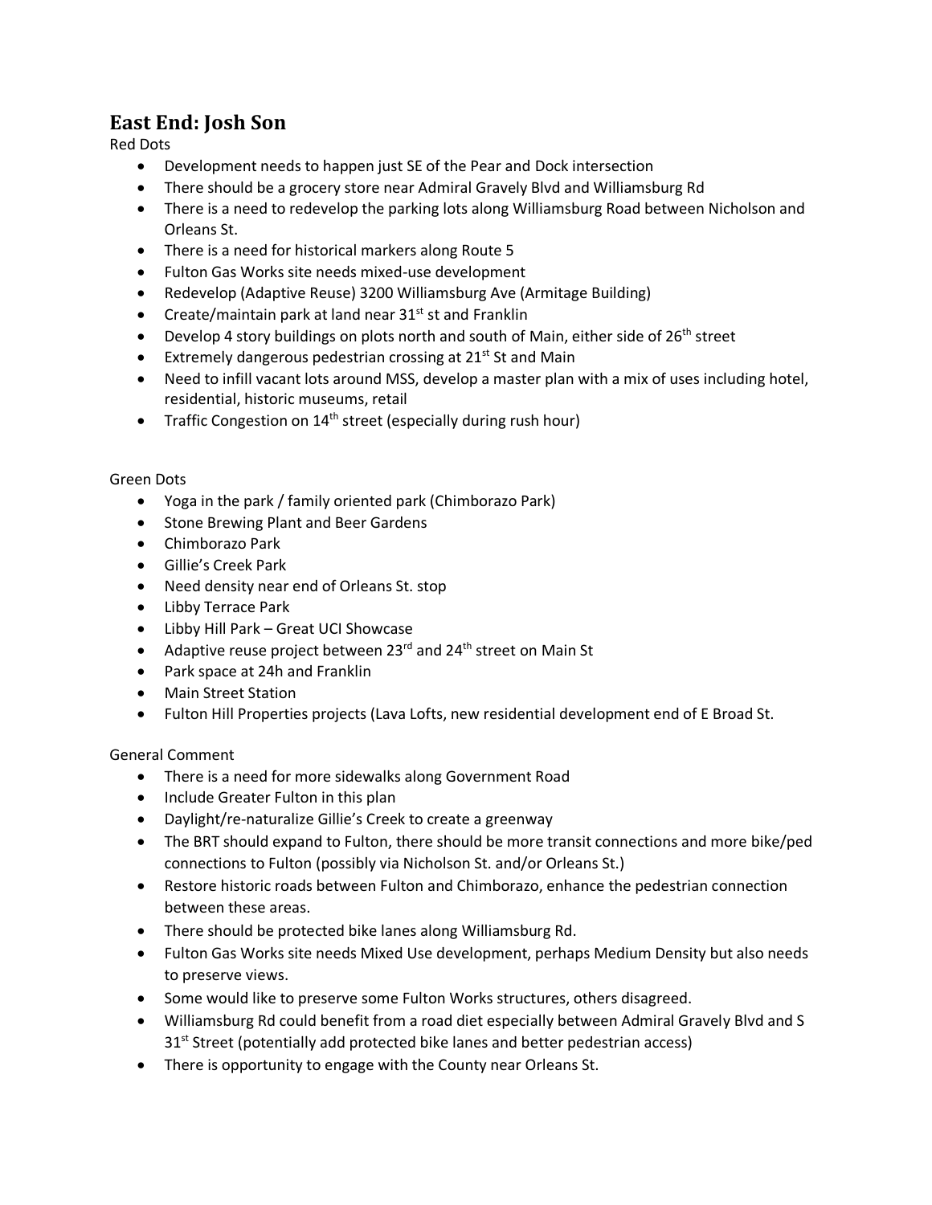## East End: Josh Son

Red Dots

- Development needs to happen just SE of the Pear and Dock intersection
- There should be a grocery store near Admiral Gravely Blvd and Williamsburg Rd
- There is a need to redevelop the parking lots along Williamsburg Road between Nicholson and Orleans St.
- There is a need for historical markers along Route 5
- Fulton Gas Works site needs mixed-use development
- Redevelop (Adaptive Reuse) 3200 Williamsburg Ave (Armitage Building)
- Create/maintain park at land near 31st st and Franklin
- Develop 4 story buildings on plots north and south of Main, either side of 26th street
- Extremely dangerous pedestrian crossing at 21st St and Main
- Need to infill vacant lots around MSS, develop a master plan with a mix of uses including hotel, residential, historic museums, retail
- Traffic Congestion on 14th street (especially during rush hour)

Green Dots

- Yoga in the park / family oriented park (Chimborazo Park)
- Stone Brewing Plant and Beer Gardens
- Chimborazo Park
- Gillie's Creek Park
- Need density near end of Orleans St. stop
- Libby Terrace Park
- Libby Hill Park – Great UCI Showcase
- Adaptive reuse project between 23rd and 24th street on Main St
- Park space at 24h and Franklin
- Main Street Station
- Fulton Hill Properties projects (Lava Lofts, new residential development end of E Broad St.

General Comment

- There is a need for more sidewalks along Government Road
- Include Greater Fulton in this plan
- Daylight/re-naturalize Gillie's Creek to create a greenway
- The BRT should expand to Fulton, there should be more transit connections and more bike/ped connections to Fulton (possibly via Nicholson St. and/or Orleans St.)
- Restore historic roads between Fulton and Chimborazo, enhance the pedestrian connection between these areas.
- There should be protected bike lanes along Williamsburg Rd.
- Fulton Gas Works site needs Mixed Use development, perhaps Medium Density but also needs to preserve views.
- Some would like to preserve some Fulton Works structures, others disagreed.
- Williamsburg Rd could benefit from a road diet especially between Admiral Gravely Blvd and S 31st Street (potentially add protected bike lanes and better pedestrian access)
- There is opportunity to engage with the County near Orleans St.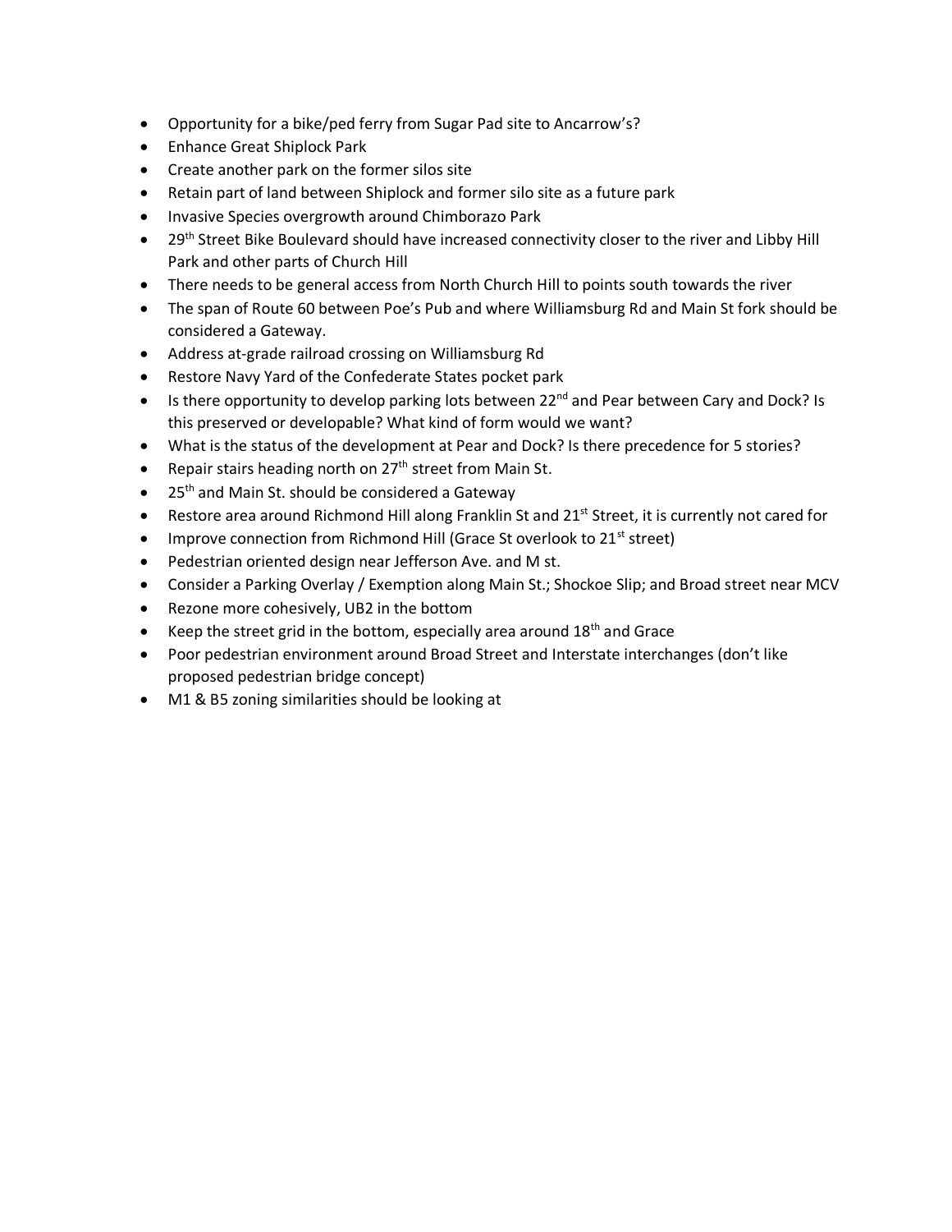- Opportunity for a bike/ped ferry from Sugar Pad site to Ancarrow's?
- Enhance Great Shiplock Park
- Create another park on the former silos site
- Retain part of land between Shiplock and former silo site as a future park
- Invasive Species overgrowth around Chimborazo Park
- 29th Street Bike Boulevard should have increased connectivity closer to the river and Libby Hill Park and other parts of Church Hill
- There needs to be general access from North Church Hill to points south towards the river
- The span of Route 60 between Poe's Pub and where Williamsburg Rd and Main St fork should be considered a Gateway.
- Address at-grade railroad crossing on Williamsburg Rd
- Restore Navy Yard of the Confederate States pocket park
- Is there opportunity to develop parking lots between 22nd and Pear between Cary and Dock? Is this preserved or developable? What kind of form would we want?
- What is the status of the development at Pear and Dock? Is there precedence for 5 stories?
- Repair stairs heading north on 27th street from Main St.
- 25th and Main St. should be considered a Gateway
- Restore area around Richmond Hill along Franklin St and 21st Street, it is currently not cared for
- Improve connection from Richmond Hill (Grace St overlook to 21st street)
- Pedestrian oriented design near Jefferson Ave. and M st.
- Consider a Parking Overlay / Exemption along Main St.; Shockoe Slip; and Broad street near MCV
- Rezone more cohesively, UB2 in the bottom
- Keep the street grid in the bottom, especially area around 18th and Grace
- Poor pedestrian environment around Broad Street and Interstate interchanges (don't like proposed pedestrian bridge concept)
- M1 & B5 zoning similarities should be looking at